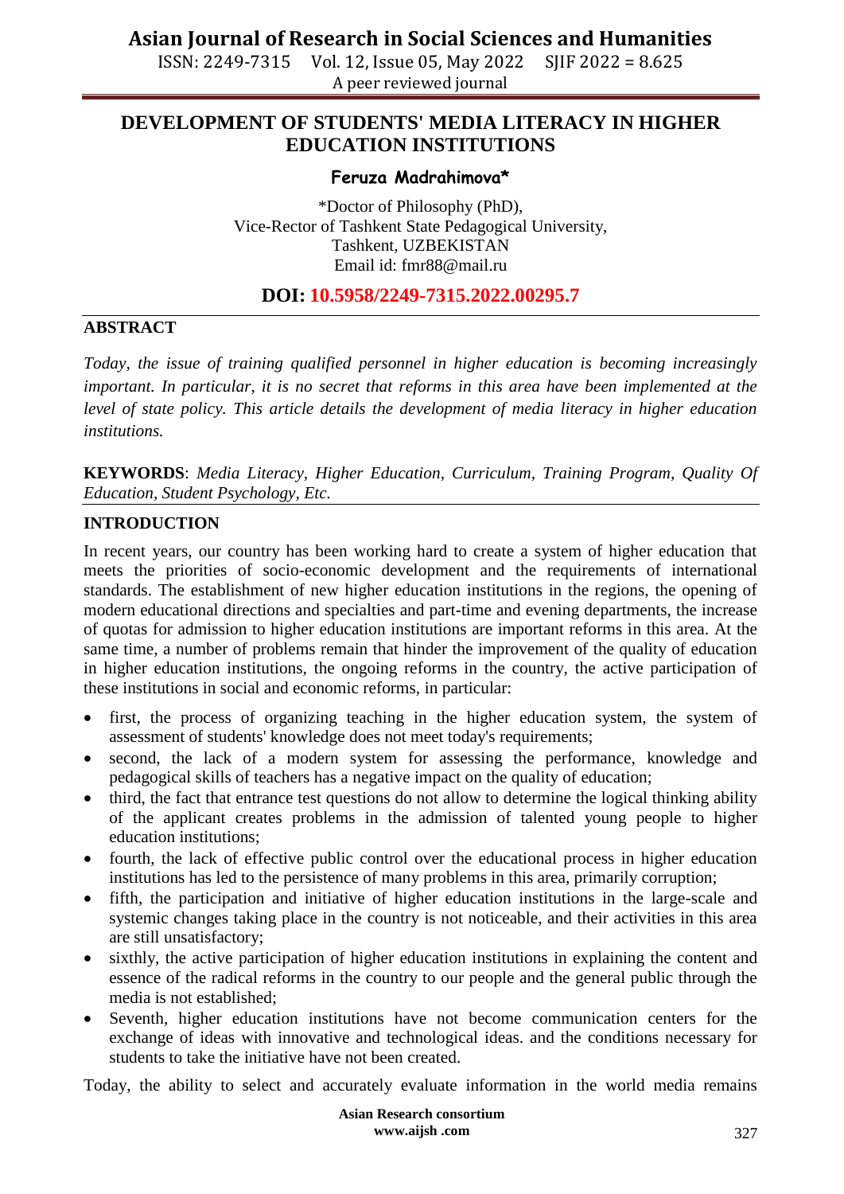# DEVELOPMENT OF STUDENTS' MEDIA LITERACY IN HIGHER EDUCATION INSTITUTIONS

**Feruza Madrahimova***

*Doctor of Philosophy (PhD),
Vice-Rector of Tashkent State Pedagogical University,
Tashkent, UZBEKISTAN
Email id: fmr88@mail.ru

**DOI: 10.5958/2249-7315.2022.00295.7**

## ABSTRACT

*Today, the issue of training qualified personnel in higher education is becoming increasingly important. In particular, it is no secret that reforms in this area have been implemented at the level of state policy. This article details the development of media literacy in higher education institutions.*

**KEYWORDS**: *Media Literacy, Higher Education, Curriculum, Training Program, Quality Of Education, Student Psychology, Etc.*

## INTRODUCTION

In recent years, our country has been working hard to create a system of higher education that meets the priorities of socio-economic development and the requirements of international standards. The establishment of new higher education institutions in the regions, the opening of modern educational directions and specialties and part-time and evening departments, the increase of quotas for admission to higher education institutions are important reforms in this area. At the same time, a number of problems remain that hinder the improvement of the quality of education in higher education institutions, the ongoing reforms in the country, the active participation of these institutions in social and economic reforms, in particular:

- first, the process of organizing teaching in the higher education system, the system of assessment of students' knowledge does not meet today's requirements;
- second, the lack of a modern system for assessing the performance, knowledge and pedagogical skills of teachers has a negative impact on the quality of education;
- third, the fact that entrance test questions do not allow to determine the logical thinking ability of the applicant creates problems in the admission of talented young people to higher education institutions;
- fourth, the lack of effective public control over the educational process in higher education institutions has led to the persistence of many problems in this area, primarily corruption;
- fifth, the participation and initiative of higher education institutions in the large-scale and systemic changes taking place in the country is not noticeable, and their activities in this area are still unsatisfactory;
- sixthly, the active participation of higher education institutions in explaining the content and essence of the radical reforms in the country to our people and the general public through the media is not established;
- Seventh, higher education institutions have not become communication centers for the exchange of ideas with innovative and technological ideas. and the conditions necessary for students to take the initiative have not been created.

Today, the ability to select and accurately evaluate information in the world media remains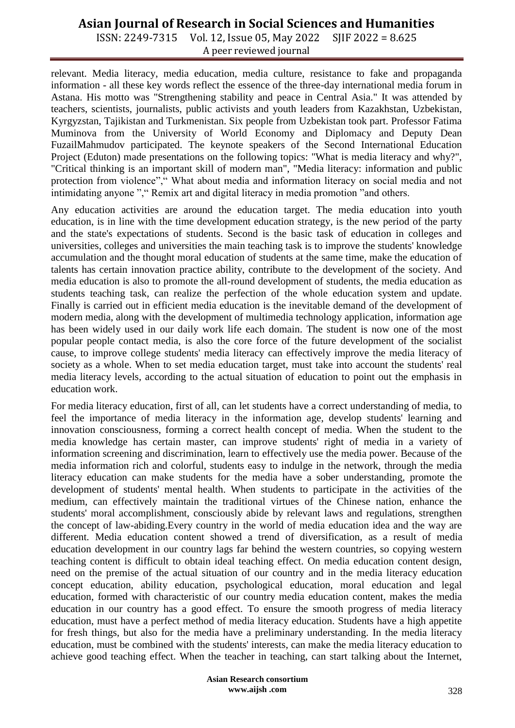relevant. Media literacy, media education, media culture, resistance to fake and propaganda information - all these key words reflect the essence of the three-day international media forum in Astana. His motto was "Strengthening stability and peace in Central Asia." It was attended by teachers, scientists, journalists, public activists and youth leaders from Kazakhstan, Uzbekistan, Kyrgyzstan, Tajikistan and Turkmenistan. Six people from Uzbekistan took part. Professor Fatima Muminova from the University of World Economy and Diplomacy and Deputy Dean FuzailMahmudov participated. The keynote speakers of the Second International Education Project (Eduton) made presentations on the following topics: "What is media literacy and why?", "Critical thinking is an important skill of modern man", "Media literacy: information and public protection from violence"," What about media and information literacy on social media and not intimidating anyone "," Remix art and digital literacy in media promotion "and others.

Any education activities are around the education target. The media education into youth education, is in line with the time development education strategy, is the new period of the party and the state's expectations of students. Second is the basic task of education in colleges and universities, colleges and universities the main teaching task is to improve the students' knowledge accumulation and the thought moral education of students at the same time, make the education of talents has certain innovation practice ability, contribute to the development of the society. And media education is also to promote the all-round development of students, the media education as students teaching task, can realize the perfection of the whole education system and update. Finally is carried out in efficient media education is the inevitable demand of the development of modern media, along with the development of multimedia technology application, information age has been widely used in our daily work life each domain. The student is now one of the most popular people contact media, is also the core force of the future development of the socialist cause, to improve college students' media literacy can effectively improve the media literacy of society as a whole. When to set media education target, must take into account the students' real media literacy levels, according to the actual situation of education to point out the emphasis in education work.

For media literacy education, first of all, can let students have a correct understanding of media, to feel the importance of media literacy in the information age, develop students' learning and innovation consciousness, forming a correct health concept of media. When the student to the media knowledge has certain master, can improve students' right of media in a variety of information screening and discrimination, learn to effectively use the media power. Because of the media information rich and colorful, students easy to indulge in the network, through the media literacy education can make students for the media have a sober understanding, promote the development of students' mental health. When students to participate in the activities of the medium, can effectively maintain the traditional virtues of the Chinese nation, enhance the students' moral accomplishment, consciously abide by relevant laws and regulations, strengthen the concept of law-abiding.Every country in the world of media education idea and the way are different. Media education content showed a trend of diversification, as a result of media education development in our country lags far behind the western countries, so copying western teaching content is difficult to obtain ideal teaching effect. On media education content design, need on the premise of the actual situation of our country and in the media literacy education concept education, ability education, psychological education, moral education and legal education, formed with characteristic of our country media education content, makes the media education in our country has a good effect. To ensure the smooth progress of media literacy education, must have a perfect method of media literacy education. Students have a high appetite for fresh things, but also for the media have a preliminary understanding. In the media literacy education, must be combined with the students' interests, can make the media literacy education to achieve good teaching effect. When the teacher in teaching, can start talking about the Internet,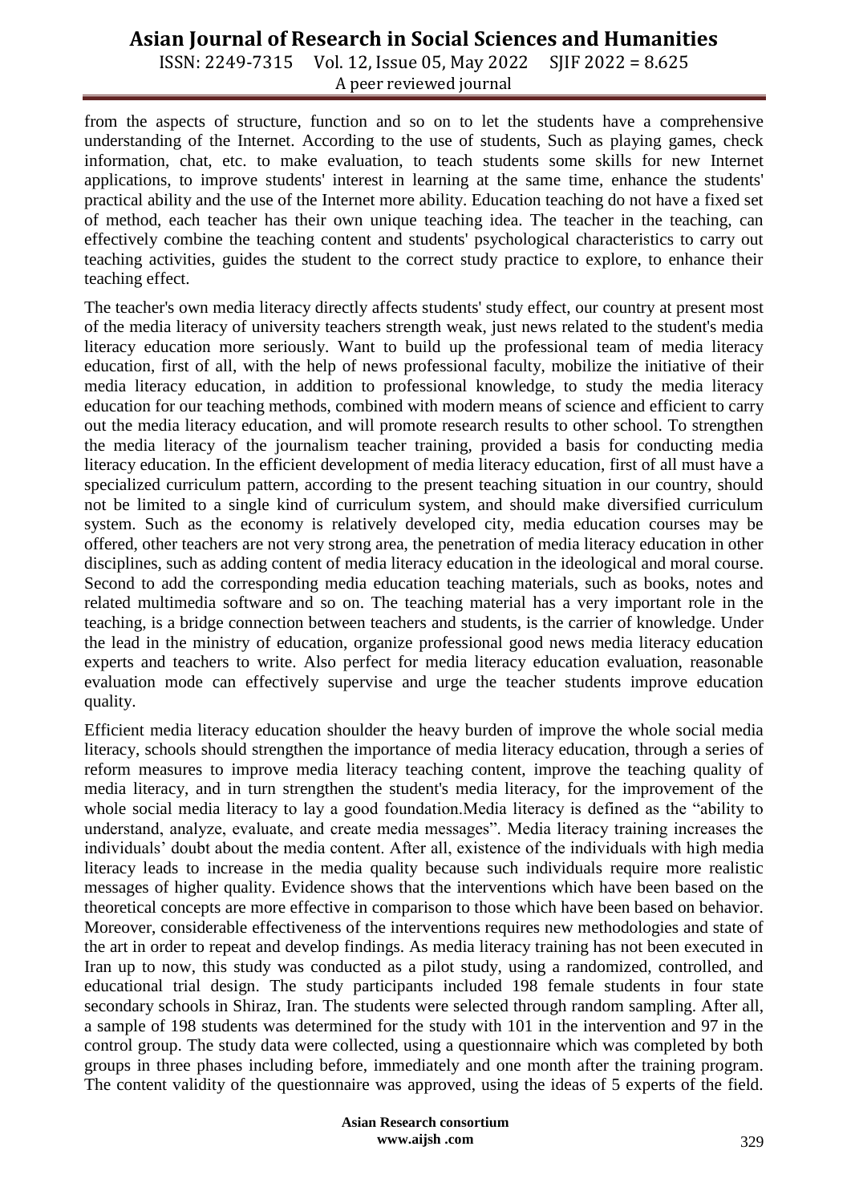from the aspects of structure, function and so on to let the students have a comprehensive understanding of the Internet. According to the use of students, Such as playing games, check information, chat, etc. to make evaluation, to teach students some skills for new Internet applications, to improve students' interest in learning at the same time, enhance the students' practical ability and the use of the Internet more ability. Education teaching do not have a fixed set of method, each teacher has their own unique teaching idea. The teacher in the teaching, can effectively combine the teaching content and students' psychological characteristics to carry out teaching activities, guides the student to the correct study practice to explore, to enhance their teaching effect.

The teacher's own media literacy directly affects students' study effect, our country at present most of the media literacy of university teachers strength weak, just news related to the student's media literacy education more seriously. Want to build up the professional team of media literacy education, first of all, with the help of news professional faculty, mobilize the initiative of their media literacy education, in addition to professional knowledge, to study the media literacy education for our teaching methods, combined with modern means of science and efficient to carry out the media literacy education, and will promote research results to other school. To strengthen the media literacy of the journalism teacher training, provided a basis for conducting media literacy education. In the efficient development of media literacy education, first of all must have a specialized curriculum pattern, according to the present teaching situation in our country, should not be limited to a single kind of curriculum system, and should make diversified curriculum system. Such as the economy is relatively developed city, media education courses may be offered, other teachers are not very strong area, the penetration of media literacy education in other disciplines, such as adding content of media literacy education in the ideological and moral course. Second to add the corresponding media education teaching materials, such as books, notes and related multimedia software and so on. The teaching material has a very important role in the teaching, is a bridge connection between teachers and students, is the carrier of knowledge. Under the lead in the ministry of education, organize professional good news media literacy education experts and teachers to write. Also perfect for media literacy education evaluation, reasonable evaluation mode can effectively supervise and urge the teacher students improve education quality.

Efficient media literacy education shoulder the heavy burden of improve the whole social media literacy, schools should strengthen the importance of media literacy education, through a series of reform measures to improve media literacy teaching content, improve the teaching quality of media literacy, and in turn strengthen the student's media literacy, for the improvement of the whole social media literacy to lay a good foundation.Media literacy is defined as the "ability to understand, analyze, evaluate, and create media messages". Media literacy training increases the individuals' doubt about the media content. After all, existence of the individuals with high media literacy leads to increase in the media quality because such individuals require more realistic messages of higher quality. Evidence shows that the interventions which have been based on the theoretical concepts are more effective in comparison to those which have been based on behavior. Moreover, considerable effectiveness of the interventions requires new methodologies and state of the art in order to repeat and develop findings. As media literacy training has not been executed in Iran up to now, this study was conducted as a pilot study, using a randomized, controlled, and educational trial design. The study participants included 198 female students in four state secondary schools in Shiraz, Iran. The students were selected through random sampling. After all, a sample of 198 students was determined for the study with 101 in the intervention and 97 in the control group. The study data were collected, using a questionnaire which was completed by both groups in three phases including before, immediately and one month after the training program. The content validity of the questionnaire was approved, using the ideas of 5 experts of the field.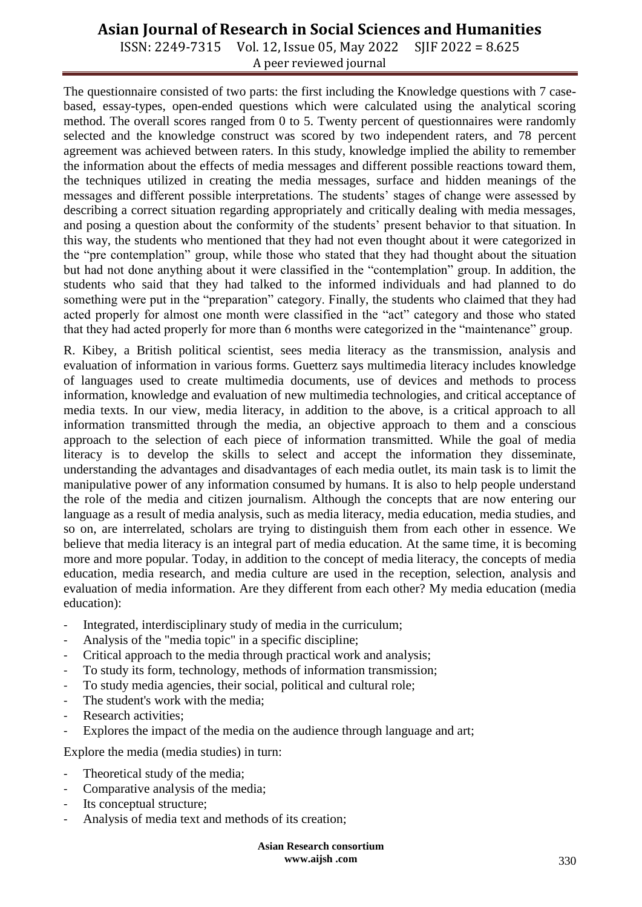The questionnaire consisted of two parts: the first including the Knowledge questions with 7 case-based, essay-types, open-ended questions which were calculated using the analytical scoring method. The overall scores ranged from 0 to 5. Twenty percent of questionnaires were randomly selected and the knowledge construct was scored by two independent raters, and 78 percent agreement was achieved between raters. In this study, knowledge implied the ability to remember the information about the effects of media messages and different possible reactions toward them, the techniques utilized in creating the media messages, surface and hidden meanings of the messages and different possible interpretations. The students' stages of change were assessed by describing a correct situation regarding appropriately and critically dealing with media messages, and posing a question about the conformity of the students' present behavior to that situation. In this way, the students who mentioned that they had not even thought about it were categorized in the "pre contemplation" group, while those who stated that they had thought about the situation but had not done anything about it were classified in the "contemplation" group. In addition, the students who said that they had talked to the informed individuals and had planned to do something were put in the "preparation" category. Finally, the students who claimed that they had acted properly for almost one month were classified in the "act" category and those who stated that they had acted properly for more than 6 months were categorized in the "maintenance" group.

R. Kibey, a British political scientist, sees media literacy as the transmission, analysis and evaluation of information in various forms. Guetterz says multimedia literacy includes knowledge of languages used to create multimedia documents, use of devices and methods to process information, knowledge and evaluation of new multimedia technologies, and critical acceptance of media texts. In our view, media literacy, in addition to the above, is a critical approach to all information transmitted through the media, an objective approach to them and a conscious approach to the selection of each piece of information transmitted. While the goal of media literacy is to develop the skills to select and accept the information they disseminate, understanding the advantages and disadvantages of each media outlet, its main task is to limit the manipulative power of any information consumed by humans. It is also to help people understand the role of the media and citizen journalism. Although the concepts that are now entering our language as a result of media analysis, such as media literacy, media education, media studies, and so on, are interrelated, scholars are trying to distinguish them from each other in essence. We believe that media literacy is an integral part of media education. At the same time, it is becoming more and more popular. Today, in addition to the concept of media literacy, the concepts of media education, media research, and media culture are used in the reception, selection, analysis and evaluation of media information. Are they different from each other? My media education (media education):

- Integrated, interdisciplinary study of media in the curriculum;
- Analysis of the "media topic" in a specific discipline;
- Critical approach to the media through practical work and analysis;
- To study its form, technology, methods of information transmission;
- To study media agencies, their social, political and cultural role;
- The student's work with the media;
- Research activities;
- Explores the impact of the media on the audience through language and art;

Explore the media (media studies) in turn:

- Theoretical study of the media;
- Comparative analysis of the media;
- Its conceptual structure;
- Analysis of media text and methods of its creation;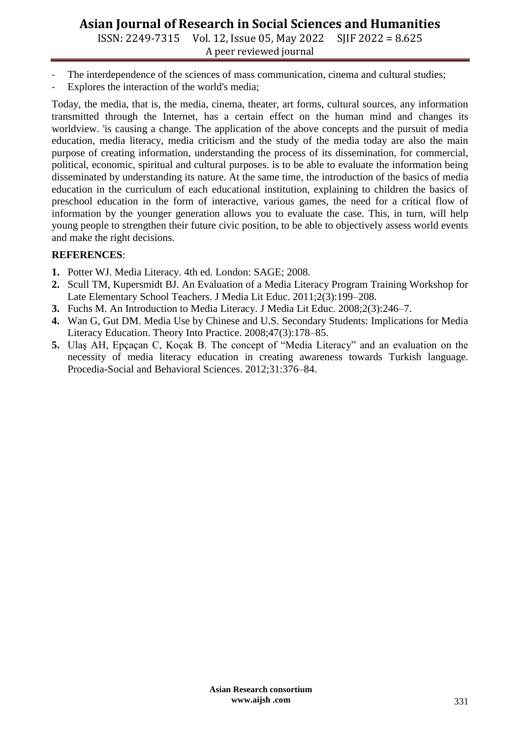- The interdependence of the sciences of mass communication, cinema and cultural studies;
- Explores the interaction of the world's media;

Today, the media, that is, the media, cinema, theater, art forms, cultural sources, any information transmitted through the Internet, has a certain effect on the human mind and changes its worldview. 'is causing a change. The application of the above concepts and the pursuit of media education, media literacy, media criticism and the study of the media today are also the main purpose of creating information, understanding the process of its dissemination, for commercial, political, economic, spiritual and cultural purposes. is to be able to evaluate the information being disseminated by understanding its nature. At the same time, the introduction of the basics of media education in the curriculum of each educational institution, explaining to children the basics of preschool education in the form of interactive, various games, the need for a critical flow of information by the younger generation allows you to evaluate the case. This, in turn, will help young people to strengthen their future civic position, to be able to objectively assess world events and make the right decisions.

**REFERENCES**:

1. Potter WJ. Media Literacy. 4th ed. London: SAGE; 2008.
2. Scull TM, Kupersmidt BJ. An Evaluation of a Media Literacy Program Training Workshop for Late Elementary School Teachers. J Media Lit Educ. 2011;2(3):199–208.
3. Fuchs M. An Introduction to Media Literacy. J Media Lit Educ. 2008;2(3):246–7.
4. Wan G, Gut DM. Media Use by Chinese and U.S. Secondary Students: Implications for Media Literacy Education. Theory Into Practice. 2008;47(3):178–85.
5. Ulaş AH, Epçaçan C, Koçak B. The concept of "Media Literacy" and an evaluation on the necessity of media literacy education in creating awareness towards Turkish language. Procedia-Social and Behavioral Sciences. 2012;31:376–84.